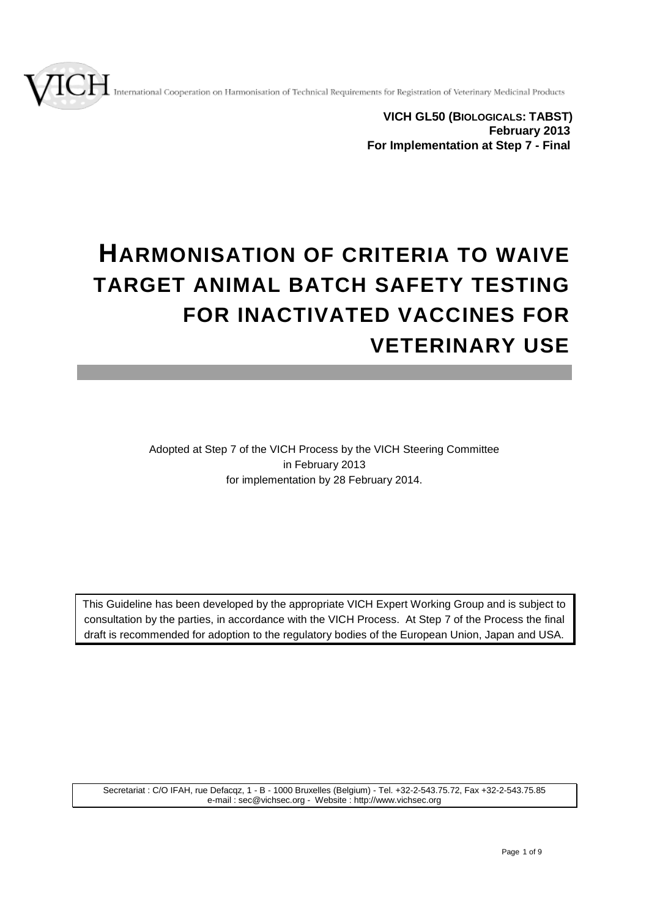VICH International Cooperation on Harmonisation of Technical Requirements for Registration of Veterinary Medicinal Products

**VICH GL50 (BIOLOGICALS: TABST)**
**February 2013**
**For Implementation at Step 7 - Final**

# HARMONISATION OF CRITERIA TO WAIVE TARGET ANIMAL BATCH SAFETY TESTING FOR INACTIVATED VACCINES FOR VETERINARY USE

Adopted at Step 7 of the VICH Process by the VICH Steering Committee
in February 2013
for implementation by 28 February 2014.

This Guideline has been developed by the appropriate VICH Expert Working Group and is subject to consultation by the parties, in accordance with the VICH Process. At Step 7 of the Process the final draft is recommended for adoption to the regulatory bodies of the European Union, Japan and USA.

Secretariat : C/O IFAH, rue Defacqz, 1 - B - 1000 Bruxelles (Belgium) - Tel. +32-2-543.75.72, Fax +32-2-543.75.85
e-mail : sec@vichsec.org - Website : http://www.vichsec.org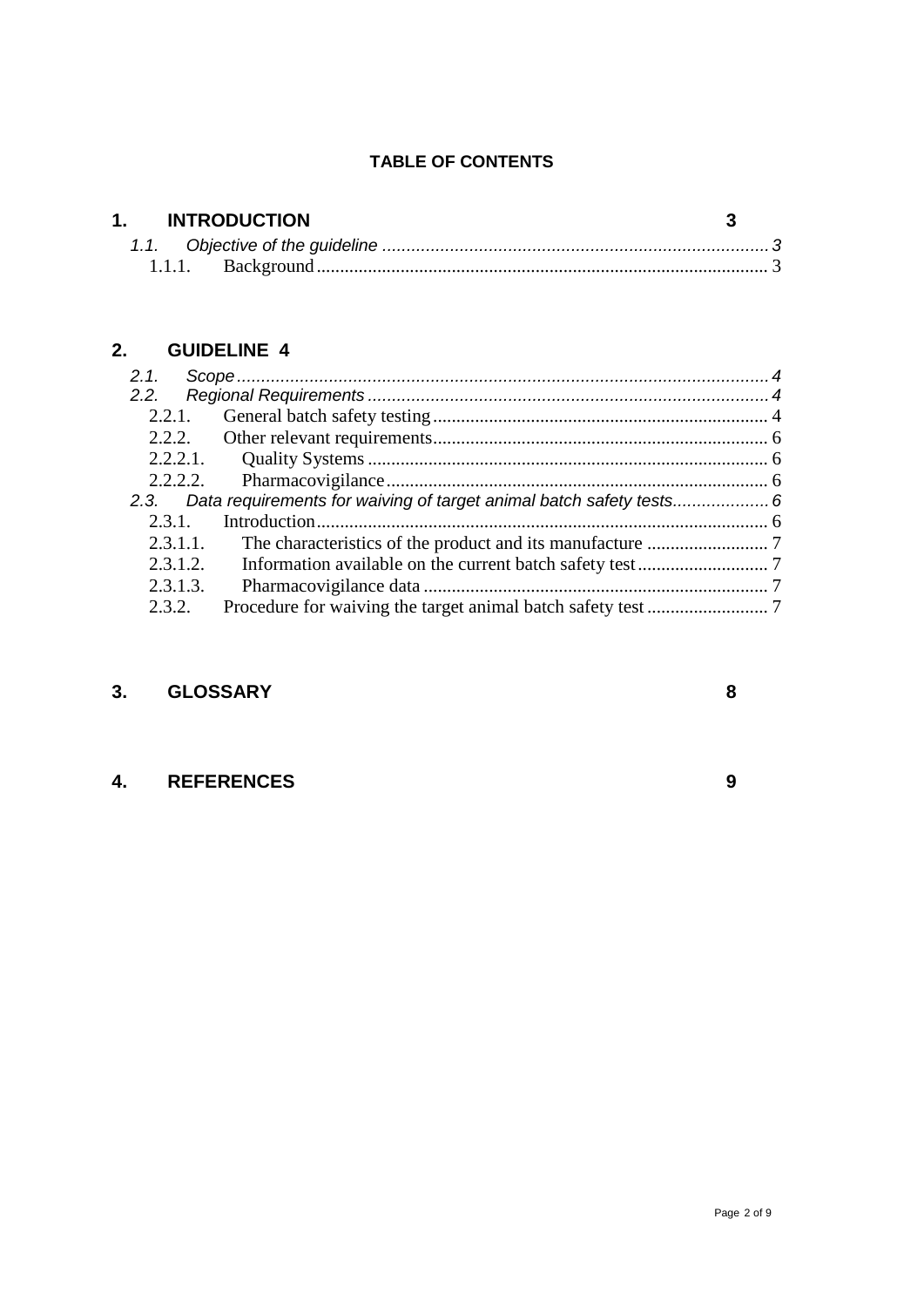**TABLE OF CONTENTS**

**1. INTRODUCTION** 3

*1.1. Objective of the guideline* ............ 3

1.1.1. Background ............ 3

**2. GUIDELINE 4**

*2.1. Scope* ............ 4

*2.2. Regional Requirements* ............ 4

2.2.1. General batch safety testing ............ 4

2.2.2. Other relevant requirements ............ 6

2.2.2.1. Quality Systems ............ 6

2.2.2.2. Pharmacovigilance ............ 6

*2.3. Data requirements for waiving of target animal batch safety tests* ............ 6

2.3.1. Introduction ............ 6

2.3.1.1. The characteristics of the product and its manufacture ............ 7

2.3.1.2. Information available on the current batch safety test ............ 7

2.3.1.3. Pharmacovigilance data ............ 7

2.3.2. Procedure for waiving the target animal batch safety test ............ 7

**3. GLOSSARY** 8

**4. REFERENCES** 9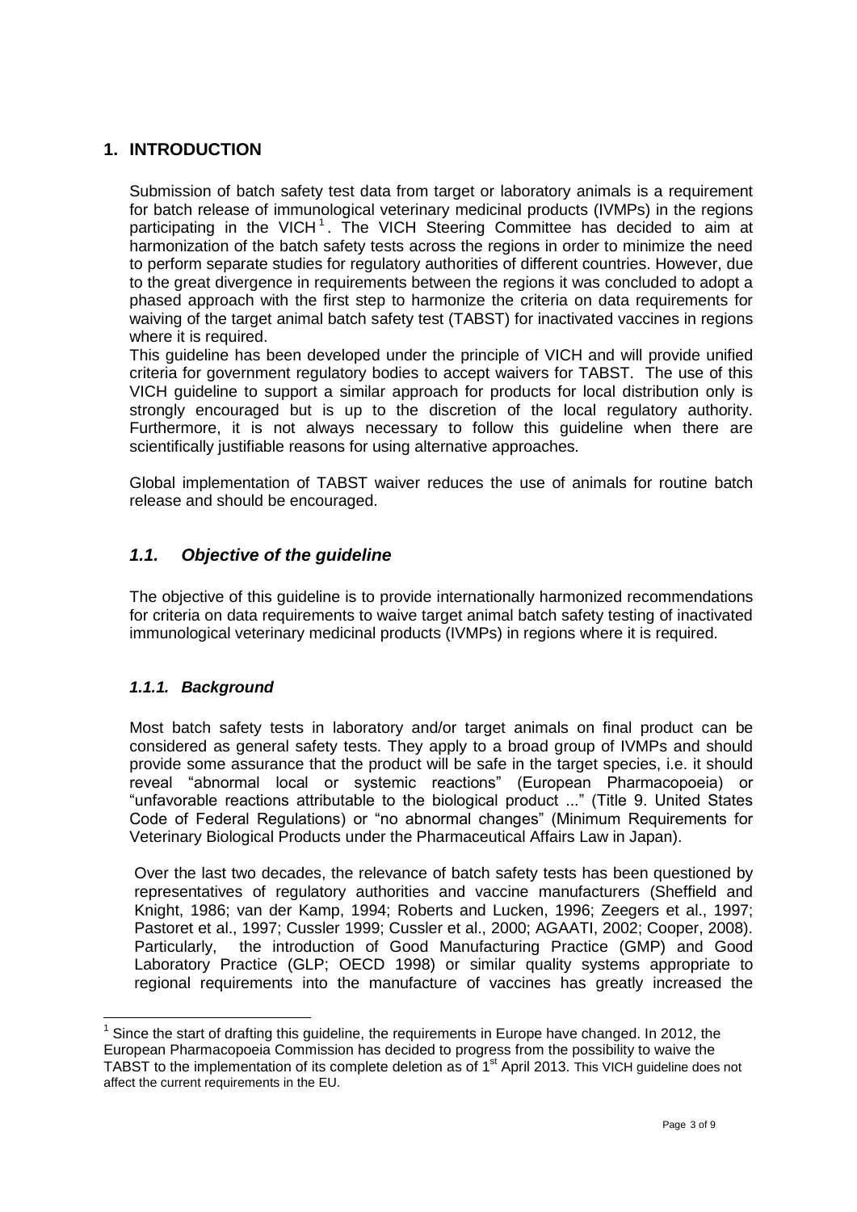## 1. INTRODUCTION

Submission of batch safety test data from target or laboratory animals is a requirement for batch release of immunological veterinary medicinal products (IVMPs) in the regions participating in the VICH[1]. The VICH Steering Committee has decided to aim at harmonization of the batch safety tests across the regions in order to minimize the need to perform separate studies for regulatory authorities of different countries. However, due to the great divergence in requirements between the regions it was concluded to adopt a phased approach with the first step to harmonize the criteria on data requirements for waiving of the target animal batch safety test (TABST) for inactivated vaccines in regions where it is required.

This guideline has been developed under the principle of VICH and will provide unified criteria for government regulatory bodies to accept waivers for TABST. The use of this VICH guideline to support a similar approach for products for local distribution only is strongly encouraged but is up to the discretion of the local regulatory authority. Furthermore, it is not always necessary to follow this guideline when there are scientifically justifiable reasons for using alternative approaches.

Global implementation of TABST waiver reduces the use of animals for routine batch release and should be encouraged.

### *1.1. Objective of the guideline*

The objective of this guideline is to provide internationally harmonized recommendations for criteria on data requirements to waive target animal batch safety testing of inactivated immunological veterinary medicinal products (IVMPs) in regions where it is required.

#### *1.1.1. Background*

Most batch safety tests in laboratory and/or target animals on final product can be considered as general safety tests. They apply to a broad group of IVMPs and should provide some assurance that the product will be safe in the target species, i.e. it should reveal "abnormal local or systemic reactions" (European Pharmacopoeia) or "unfavorable reactions attributable to the biological product ..." (Title 9. United States Code of Federal Regulations) or "no abnormal changes" (Minimum Requirements for Veterinary Biological Products under the Pharmaceutical Affairs Law in Japan).

Over the last two decades, the relevance of batch safety tests has been questioned by representatives of regulatory authorities and vaccine manufacturers (Sheffield and Knight, 1986; van der Kamp, 1994; Roberts and Lucken, 1996; Zeegers et al., 1997; Pastoret et al., 1997; Cussler 1999; Cussler et al., 2000; AGAATI, 2002; Cooper, 2008). Particularly, the introduction of Good Manufacturing Practice (GMP) and Good Laboratory Practice (GLP; OECD 1998) or similar quality systems appropriate to regional requirements into the manufacture of vaccines has greatly increased the

[1] Since the start of drafting this guideline, the requirements in Europe have changed. In 2012, the European Pharmacopoeia Commission has decided to progress from the possibility to waive the TABST to the implementation of its complete deletion as of 1st April 2013. This VICH guideline does not affect the current requirements in the EU.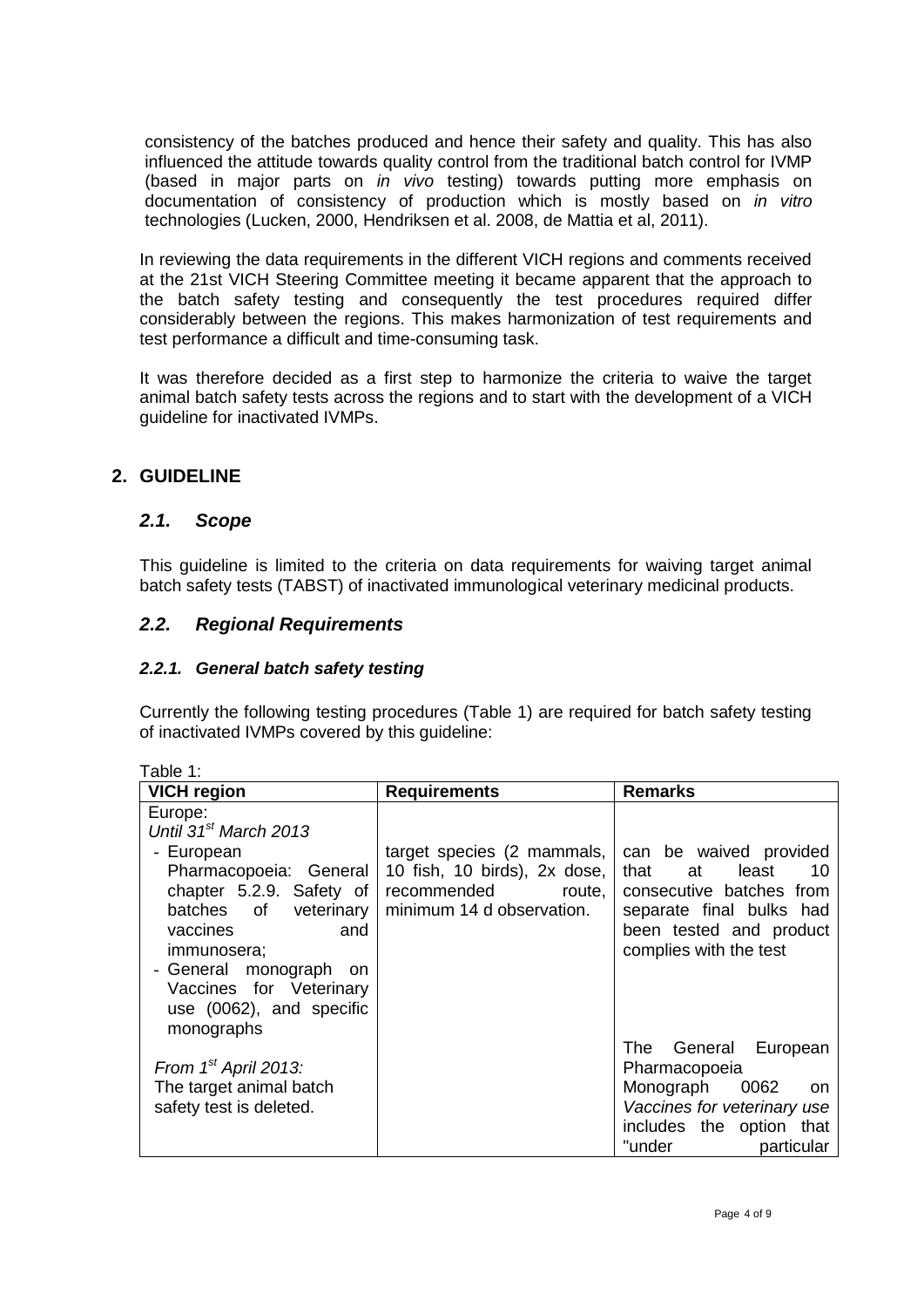consistency of the batches produced and hence their safety and quality. This has also influenced the attitude towards quality control from the traditional batch control for IVMP (based in major parts on *in vivo* testing) towards putting more emphasis on documentation of consistency of production which is mostly based on *in vitro* technologies (Lucken, 2000, Hendriksen et al. 2008, de Mattia et al, 2011).

In reviewing the data requirements in the different VICH regions and comments received at the 21st VICH Steering Committee meeting it became apparent that the approach to the batch safety testing and consequently the test procedures required differ considerably between the regions. This makes harmonization of test requirements and test performance a difficult and time-consuming task.

It was therefore decided as a first step to harmonize the criteria to waive the target animal batch safety tests across the regions and to start with the development of a VICH guideline for inactivated IVMPs.

## 2. GUIDELINE

### *2.1. Scope*

This guideline is limited to the criteria on data requirements for waiving target animal batch safety tests (TABST) of inactivated immunological veterinary medicinal products.

### *2.2. Regional Requirements*

#### *2.2.1. General batch safety testing*

Currently the following testing procedures (Table 1) are required for batch safety testing of inactivated IVMPs covered by this guideline:

Table 1:

| VICH region | Requirements | Remarks |
|---|---|---|
| Europe:<br>*Until 31st March 2013*<br>- European Pharmacopoeia: General chapter 5.2.9. Safety of batches of veterinary vaccines and immunosera;<br>- General monograph on Vaccines for Veterinary use (0062), and specific monographs | target species (2 mammals, 10 fish, 10 birds), 2x dose, recommended route, minimum 14 d observation. | can be waived provided that at least 10 consecutive batches from separate final bulks had been tested and product complies with the test |
| *From 1st April 2013:*<br>The target animal batch safety test is deleted. | | The General European Pharmacopoeia Monograph 0062 on *Vaccines for veterinary use* includes the option that "under particular |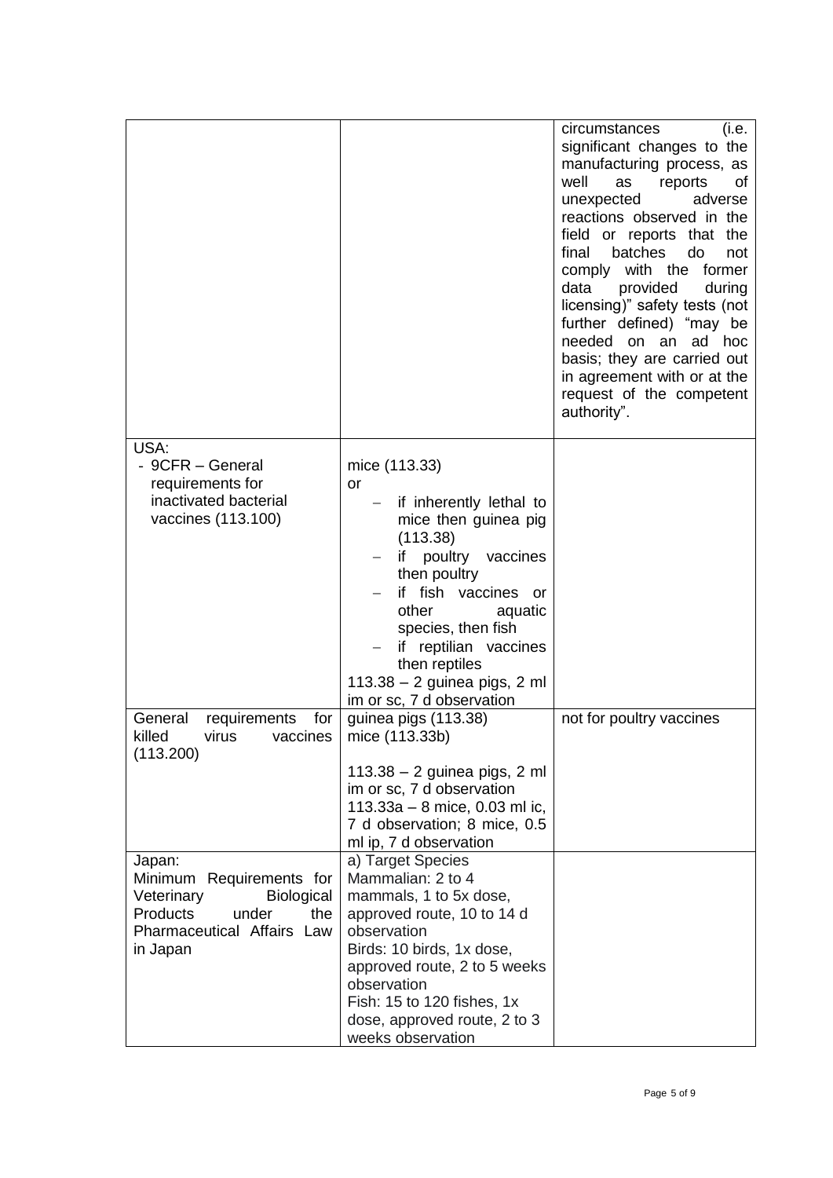| | | |
|---|---|---|
| | | circumstances (i.e. significant changes to the manufacturing process, as well as reports of unexpected adverse reactions observed in the field or reports that the final batches do not comply with the former data provided during licensing)" safety tests (not further defined) "may be needed on an ad hoc basis; they are carried out in agreement with or at the request of the competent authority". |
| USA:<br>- 9CFR – General requirements for inactivated bacterial vaccines (113.100) | mice (113.33)<br>or<br>– if inherently lethal to mice then guinea pig (113.38)<br>– if poultry vaccines then poultry<br>– if fish vaccines or other aquatic species, then fish<br>– if reptilian vaccines then reptiles<br>113.38 – 2 guinea pigs, 2 ml im or sc, 7 d observation | |
| General requirements for killed virus vaccines (113.200) | guinea pigs (113.38)<br>mice (113.33b)<br><br>113.38 – 2 guinea pigs, 2 ml im or sc, 7 d observation<br>113.33a – 8 mice, 0.03 ml ic, 7 d observation; 8 mice, 0.5 ml ip, 7 d observation | not for poultry vaccines |
| Japan:<br>Minimum Requirements for Veterinary Biological Products under the Pharmaceutical Affairs Law in Japan | a) Target Species<br>Mammalian: 2 to 4 mammals, 1 to 5x dose, approved route, 10 to 14 d observation<br>Birds: 10 birds, 1x dose, approved route, 2 to 5 weeks observation<br>Fish: 15 to 120 fishes, 1x dose, approved route, 2 to 3 weeks observation | |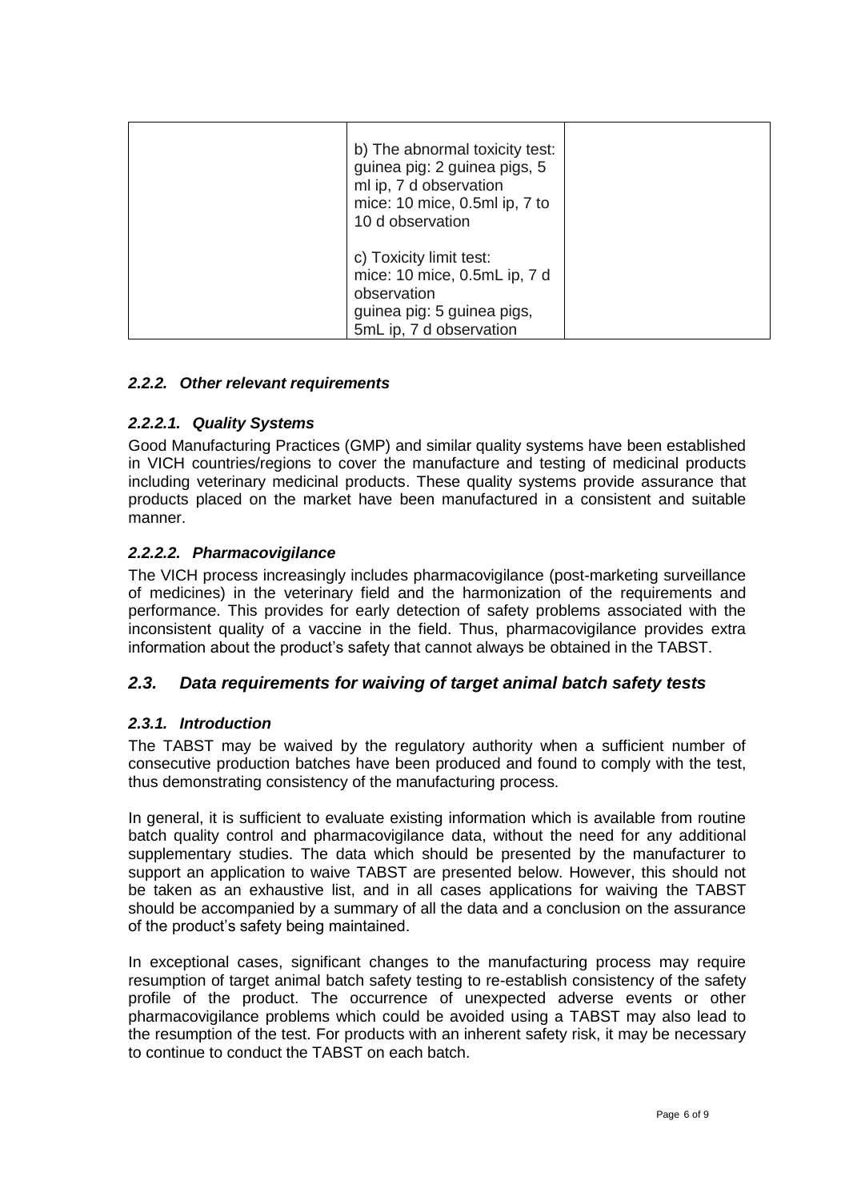|  | b) The abnormal toxicity test: guinea pig: 2 guinea pigs, 5 ml ip, 7 d observation mice: 10 mice, 0.5ml ip, 7 to 10 d observation<br><br>c) Toxicity limit test: mice: 10 mice, 0.5mL ip, 7 d observation guinea pig: 5 guinea pigs, 5mL ip, 7 d observation |  |
|---|---|---|

#### *2.2.2. Other relevant requirements*

##### *2.2.2.1. Quality Systems*

Good Manufacturing Practices (GMP) and similar quality systems have been established in VICH countries/regions to cover the manufacture and testing of medicinal products including veterinary medicinal products. These quality systems provide assurance that products placed on the market have been manufactured in a consistent and suitable manner.

##### *2.2.2.2. Pharmacovigilance*

The VICH process increasingly includes pharmacovigilance (post-marketing surveillance of medicines) in the veterinary field and the harmonization of the requirements and performance. This provides for early detection of safety problems associated with the inconsistent quality of a vaccine in the field. Thus, pharmacovigilance provides extra information about the product's safety that cannot always be obtained in the TABST.

### *2.3. Data requirements for waiving of target animal batch safety tests*

#### *2.3.1. Introduction*

The TABST may be waived by the regulatory authority when a sufficient number of consecutive production batches have been produced and found to comply with the test, thus demonstrating consistency of the manufacturing process.

In general, it is sufficient to evaluate existing information which is available from routine batch quality control and pharmacovigilance data, without the need for any additional supplementary studies. The data which should be presented by the manufacturer to support an application to waive TABST are presented below. However, this should not be taken as an exhaustive list, and in all cases applications for waiving the TABST should be accompanied by a summary of all the data and a conclusion on the assurance of the product's safety being maintained.

In exceptional cases, significant changes to the manufacturing process may require resumption of target animal batch safety testing to re-establish consistency of the safety profile of the product. The occurrence of unexpected adverse events or other pharmacovigilance problems which could be avoided using a TABST may also lead to the resumption of the test. For products with an inherent safety risk, it may be necessary to continue to conduct the TABST on each batch.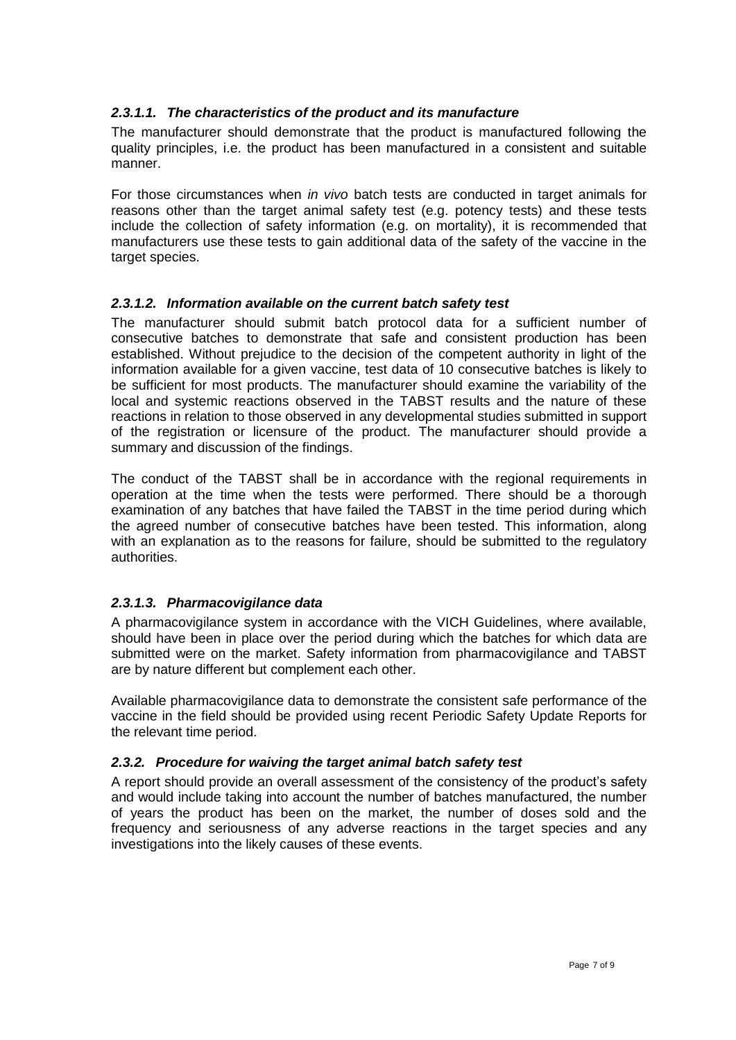#### *2.3.1.1. The characteristics of the product and its manufacture*

The manufacturer should demonstrate that the product is manufactured following the quality principles, i.e. the product has been manufactured in a consistent and suitable manner.

For those circumstances when *in vivo* batch tests are conducted in target animals for reasons other than the target animal safety test (e.g. potency tests) and these tests include the collection of safety information (e.g. on mortality), it is recommended that manufacturers use these tests to gain additional data of the safety of the vaccine in the target species.

#### *2.3.1.2. Information available on the current batch safety test*

The manufacturer should submit batch protocol data for a sufficient number of consecutive batches to demonstrate that safe and consistent production has been established. Without prejudice to the decision of the competent authority in light of the information available for a given vaccine, test data of 10 consecutive batches is likely to be sufficient for most products. The manufacturer should examine the variability of the local and systemic reactions observed in the TABST results and the nature of these reactions in relation to those observed in any developmental studies submitted in support of the registration or licensure of the product. The manufacturer should provide a summary and discussion of the findings.

The conduct of the TABST shall be in accordance with the regional requirements in operation at the time when the tests were performed. There should be a thorough examination of any batches that have failed the TABST in the time period during which the agreed number of consecutive batches have been tested. This information, along with an explanation as to the reasons for failure, should be submitted to the regulatory authorities.

#### *2.3.1.3. Pharmacovigilance data*

A pharmacovigilance system in accordance with the VICH Guidelines, where available, should have been in place over the period during which the batches for which data are submitted were on the market. Safety information from pharmacovigilance and TABST are by nature different but complement each other.

Available pharmacovigilance data to demonstrate the consistent safe performance of the vaccine in the field should be provided using recent Periodic Safety Update Reports for the relevant time period.

### *2.3.2. Procedure for waiving the target animal batch safety test*

A report should provide an overall assessment of the consistency of the product's safety and would include taking into account the number of batches manufactured, the number of years the product has been on the market, the number of doses sold and the frequency and seriousness of any adverse reactions in the target species and any investigations into the likely causes of these events.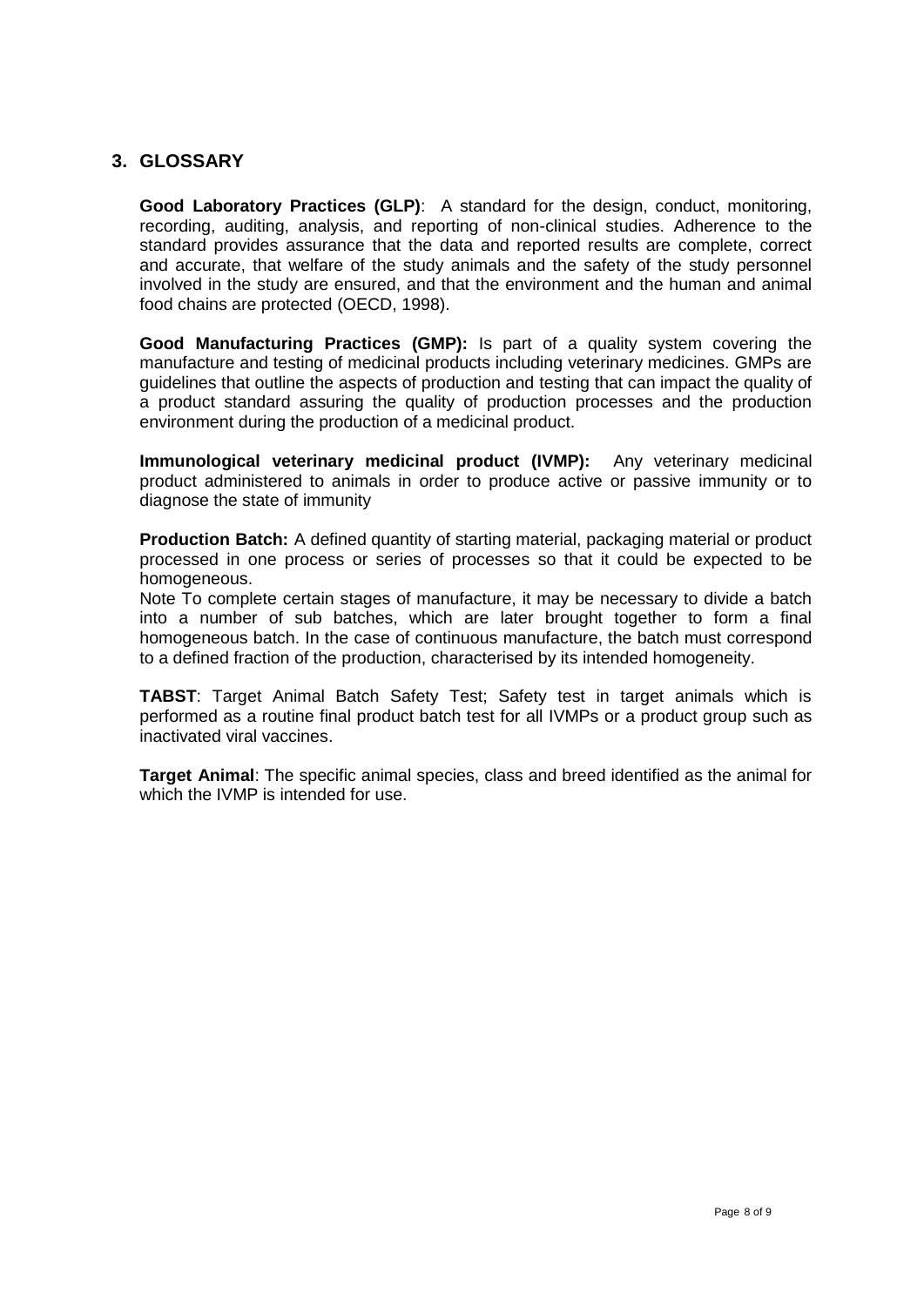## 3. GLOSSARY

**Good Laboratory Practices (GLP)**: A standard for the design, conduct, monitoring, recording, auditing, analysis, and reporting of non-clinical studies. Adherence to the standard provides assurance that the data and reported results are complete, correct and accurate, that welfare of the study animals and the safety of the study personnel involved in the study are ensured, and that the environment and the human and animal food chains are protected (OECD, 1998).

**Good Manufacturing Practices (GMP):** Is part of a quality system covering the manufacture and testing of medicinal products including veterinary medicines. GMPs are guidelines that outline the aspects of production and testing that can impact the quality of a product standard assuring the quality of production processes and the production environment during the production of a medicinal product.

**Immunological veterinary medicinal product (IVMP):** Any veterinary medicinal product administered to animals in order to produce active or passive immunity or to diagnose the state of immunity

**Production Batch:** A defined quantity of starting material, packaging material or product processed in one process or series of processes so that it could be expected to be homogeneous.

Note To complete certain stages of manufacture, it may be necessary to divide a batch into a number of sub batches, which are later brought together to form a final homogeneous batch. In the case of continuous manufacture, the batch must correspond to a defined fraction of the production, characterised by its intended homogeneity.

**TABST**: Target Animal Batch Safety Test; Safety test in target animals which is performed as a routine final product batch test for all IVMPs or a product group such as inactivated viral vaccines.

**Target Animal**: The specific animal species, class and breed identified as the animal for which the IVMP is intended for use.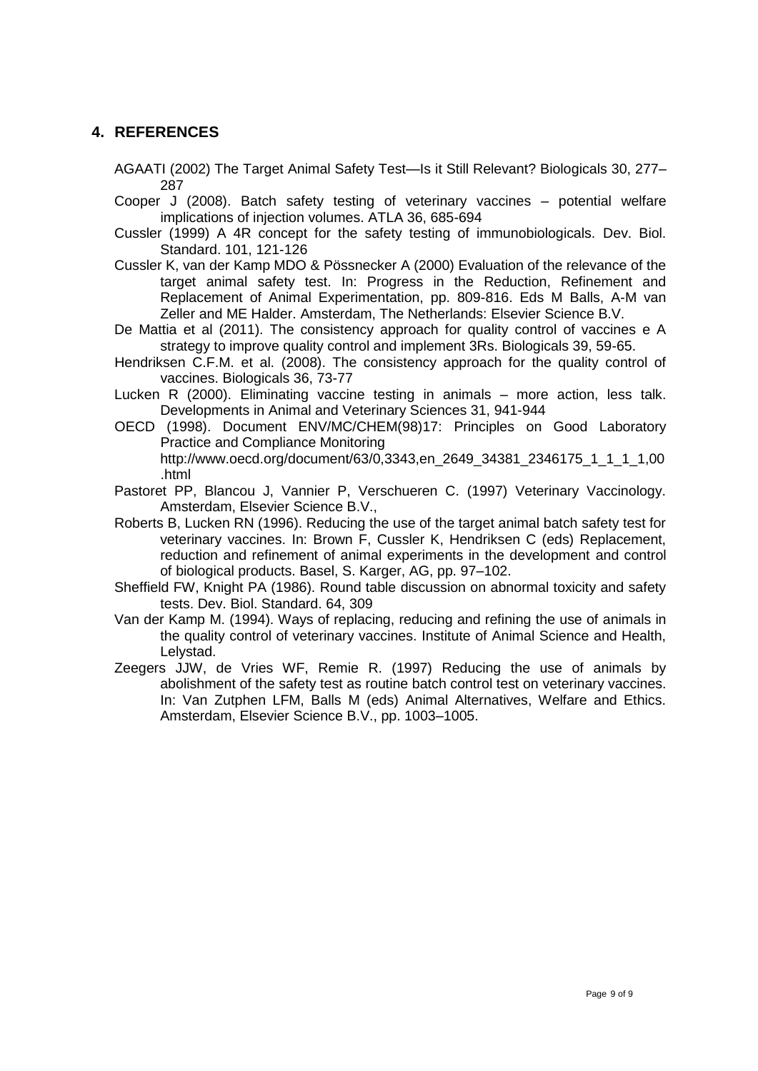## 4. REFERENCES

AGAATI (2002) The Target Animal Safety Test—Is it Still Relevant? Biologicals 30, 277–287

Cooper J (2008). Batch safety testing of veterinary vaccines – potential welfare implications of injection volumes. ATLA 36, 685-694

Cussler (1999) A 4R concept for the safety testing of immunobiologicals. Dev. Biol. Standard. 101, 121-126

Cussler K, van der Kamp MDO & Pössnecker A (2000) Evaluation of the relevance of the target animal safety test. In: Progress in the Reduction, Refinement and Replacement of Animal Experimentation, pp. 809-816. Eds M Balls, A-M van Zeller and ME Halder. Amsterdam, The Netherlands: Elsevier Science B.V.

De Mattia et al (2011). The consistency approach for quality control of vaccines e A strategy to improve quality control and implement 3Rs. Biologicals 39, 59-65.

Hendriksen C.F.M. et al. (2008). The consistency approach for the quality control of vaccines. Biologicals 36, 73-77

Lucken R (2000). Eliminating vaccine testing in animals – more action, less talk. Developments in Animal and Veterinary Sciences 31, 941-944

OECD (1998). Document ENV/MC/CHEM(98)17: Principles on Good Laboratory Practice and Compliance Monitoring http://www.oecd.org/document/63/0,3343,en_2649_34381_2346175_1_1_1_1,00.html

Pastoret PP, Blancou J, Vannier P, Verschueren C. (1997) Veterinary Vaccinology. Amsterdam, Elsevier Science B.V.,

Roberts B, Lucken RN (1996). Reducing the use of the target animal batch safety test for veterinary vaccines. In: Brown F, Cussler K, Hendriksen C (eds) Replacement, reduction and refinement of animal experiments in the development and control of biological products. Basel, S. Karger, AG, pp. 97–102.

Sheffield FW, Knight PA (1986). Round table discussion on abnormal toxicity and safety tests. Dev. Biol. Standard. 64, 309

Van der Kamp M. (1994). Ways of replacing, reducing and refining the use of animals in the quality control of veterinary vaccines. Institute of Animal Science and Health, Lelystad.

Zeegers JJW, de Vries WF, Remie R. (1997) Reducing the use of animals by abolishment of the safety test as routine batch control test on veterinary vaccines. In: Van Zutphen LFM, Balls M (eds) Animal Alternatives, Welfare and Ethics. Amsterdam, Elsevier Science B.V., pp. 1003–1005.